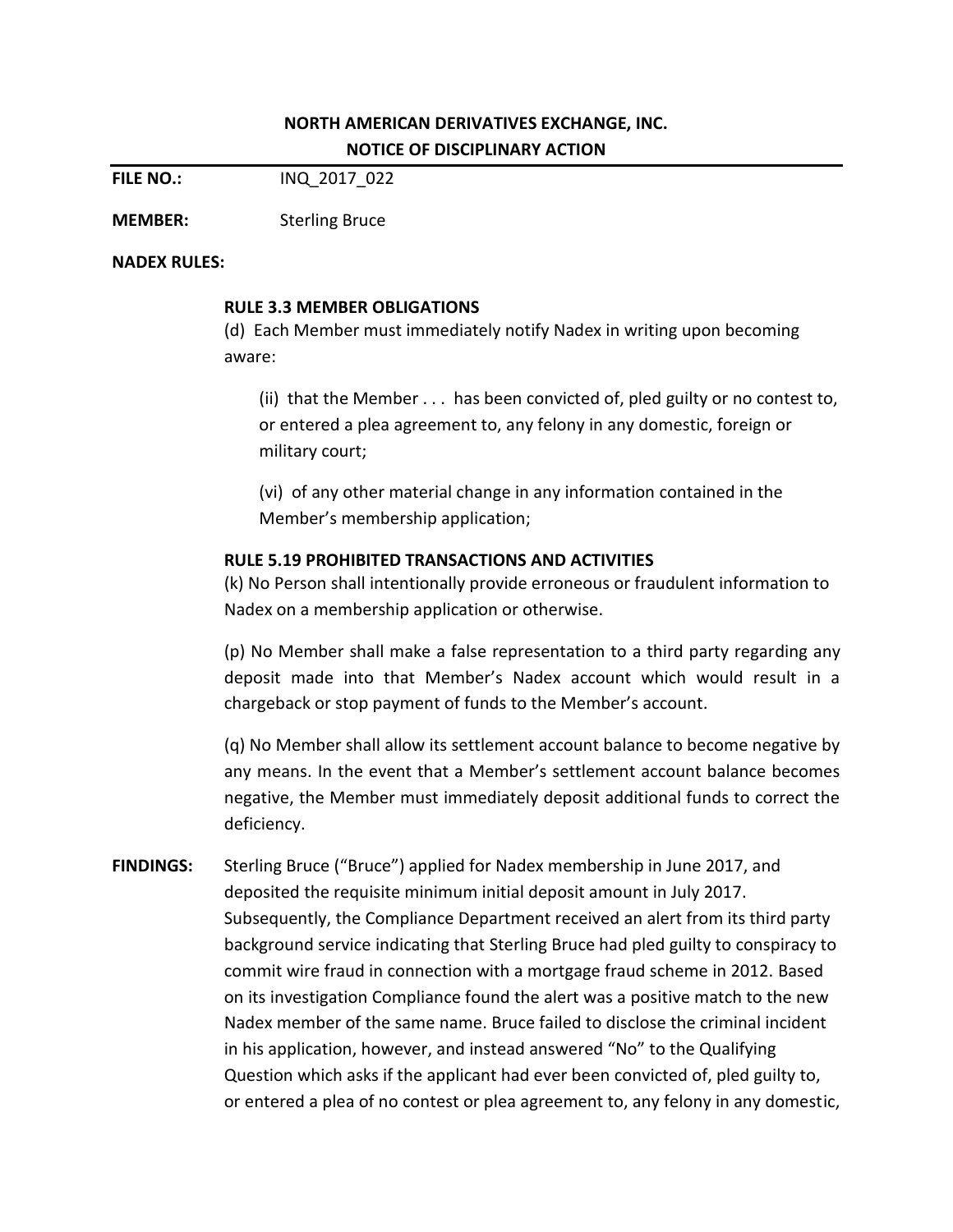# NORTH AMERICAN DERIVATIVES EXCHANGE, INC.
## NOTICE OF DISCIPLINARY ACTION

**FILE NO.:** INQ_2017_022

**MEMBER:** Sterling Bruce

**NADEX RULES:**

**RULE 3.3 MEMBER OBLIGATIONS**

(d) Each Member must immediately notify Nadex in writing upon becoming aware:

(ii) that the Member . . . has been convicted of, pled guilty or no contest to, or entered a plea agreement to, any felony in any domestic, foreign or military court;

(vi) of any other material change in any information contained in the Member's membership application;

**RULE 5.19 PROHIBITED TRANSACTIONS AND ACTIVITIES**

(k) No Person shall intentionally provide erroneous or fraudulent information to Nadex on a membership application or otherwise.

(p) No Member shall make a false representation to a third party regarding any deposit made into that Member's Nadex account which would result in a chargeback or stop payment of funds to the Member's account.

(q) No Member shall allow its settlement account balance to become negative by any means. In the event that a Member's settlement account balance becomes negative, the Member must immediately deposit additional funds to correct the deficiency.

**FINDINGS:** Sterling Bruce ("Bruce") applied for Nadex membership in June 2017, and deposited the requisite minimum initial deposit amount in July 2017. Subsequently, the Compliance Department received an alert from its third party background service indicating that Sterling Bruce had pled guilty to conspiracy to commit wire fraud in connection with a mortgage fraud scheme in 2012. Based on its investigation Compliance found the alert was a positive match to the new Nadex member of the same name. Bruce failed to disclose the criminal incident in his application, however, and instead answered "No" to the Qualifying Question which asks if the applicant had ever been convicted of, pled guilty to, or entered a plea of no contest or plea agreement to, any felony in any domestic,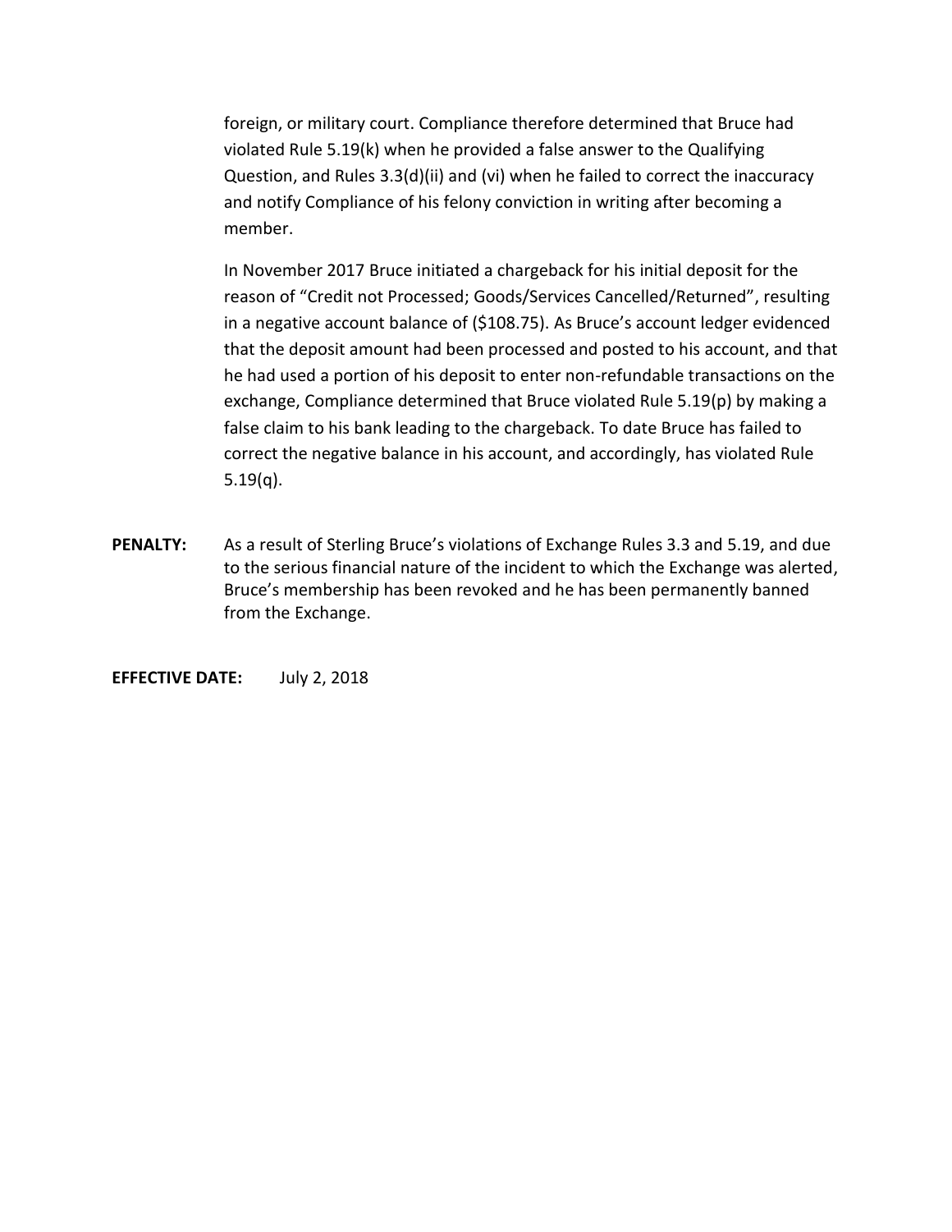foreign, or military court. Compliance therefore determined that Bruce had violated Rule 5.19(k) when he provided a false answer to the Qualifying Question, and Rules 3.3(d)(ii) and (vi) when he failed to correct the inaccuracy and notify Compliance of his felony conviction in writing after becoming a member.

In November 2017 Bruce initiated a chargeback for his initial deposit for the reason of "Credit not Processed; Goods/Services Cancelled/Returned", resulting in a negative account balance of ($108.75). As Bruce's account ledger evidenced that the deposit amount had been processed and posted to his account, and that he had used a portion of his deposit to enter non-refundable transactions on the exchange, Compliance determined that Bruce violated Rule 5.19(p) by making a false claim to his bank leading to the chargeback. To date Bruce has failed to correct the negative balance in his account, and accordingly, has violated Rule 5.19(q).

**PENALTY:** As a result of Sterling Bruce's violations of Exchange Rules 3.3 and 5.19, and due to the serious financial nature of the incident to which the Exchange was alerted, Bruce's membership has been revoked and he has been permanently banned from the Exchange.

**EFFECTIVE DATE:** July 2, 2018